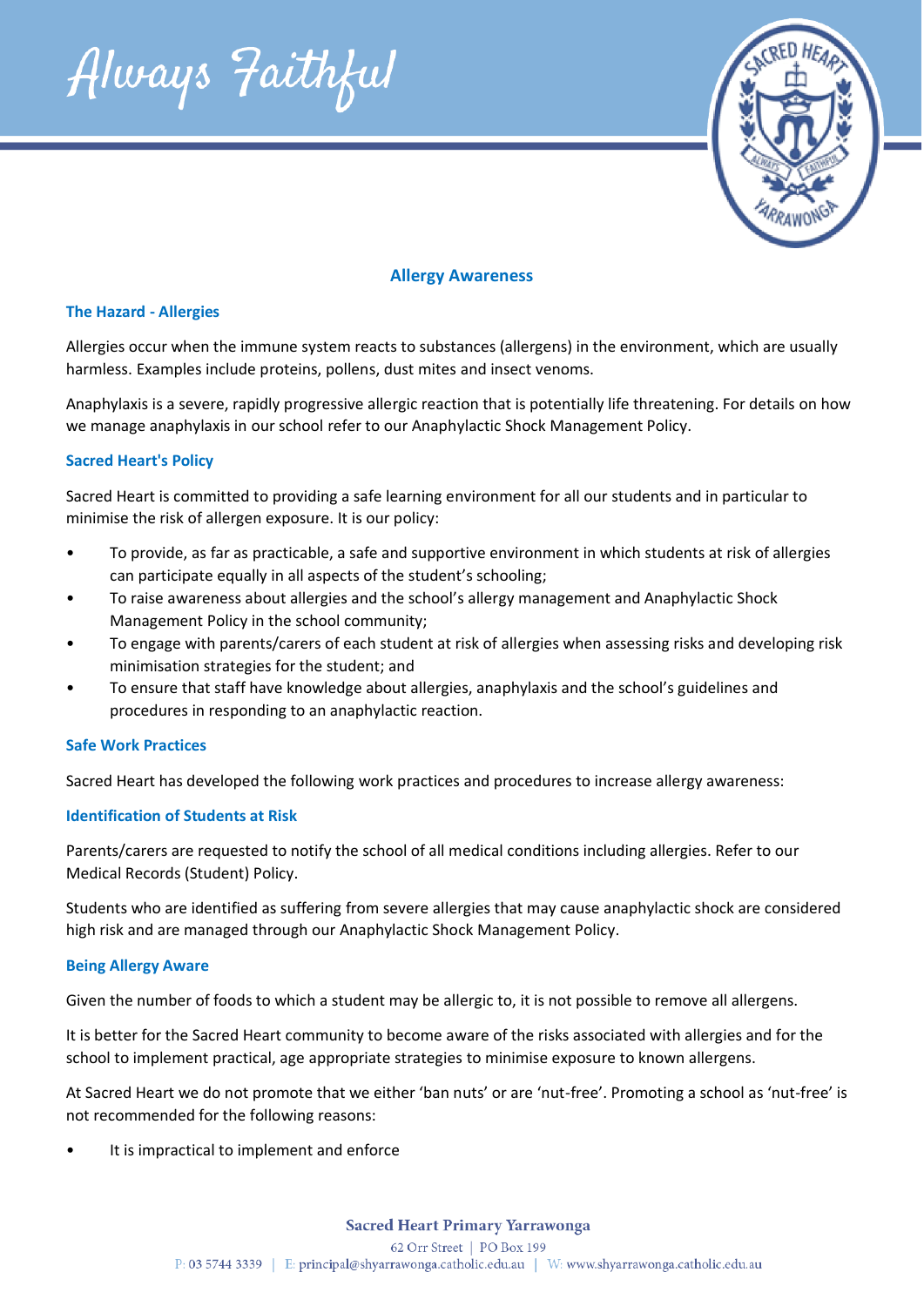# Allergy Awareness

## The Hazard - Allergies

Allergies occur when the immune system reacts to substances (allergens) in the environment, which are usually harmless. Examples include proteins, pollens, dust mites and insect venoms.

Anaphylaxis is a severe, rapidly progressive allergic reaction that is potentially life threatening. For details on how we manage anaphylaxis in our school refer to our Anaphylactic Shock Management Policy.

## Sacred Heart's Policy

Sacred Heart is committed to providing a safe learning environment for all our students and in particular to minimise the risk of allergen exposure. It is our policy:

- To provide, as far as practicable, a safe and supportive environment in which students at risk of allergies can participate equally in all aspects of the student's schooling;
- To raise awareness about allergies and the school's allergy management and Anaphylactic Shock Management Policy in the school community;
- To engage with parents/carers of each student at risk of allergies when assessing risks and developing risk minimisation strategies for the student; and
- To ensure that staff have knowledge about allergies, anaphylaxis and the school's guidelines and procedures in responding to an anaphylactic reaction.

## Safe Work Practices

Sacred Heart has developed the following work practices and procedures to increase allergy awareness:

### Identification of Students at Risk

Parents/carers are requested to notify the school of all medical conditions including allergies. Refer to our Medical Records (Student) Policy.

Students who are identified as suffering from severe allergies that may cause anaphylactic shock are considered high risk and are managed through our Anaphylactic Shock Management Policy.

### Being Allergy Aware

Given the number of foods to which a student may be allergic to, it is not possible to remove all allergens.

It is better for the Sacred Heart community to become aware of the risks associated with allergies and for the school to implement practical, age appropriate strategies to minimise exposure to known allergens.

At Sacred Heart we do not promote that we either 'ban nuts' or are 'nut-free'. Promoting a school as 'nut-free' is not recommended for the following reasons:

- It is impractical to implement and enforce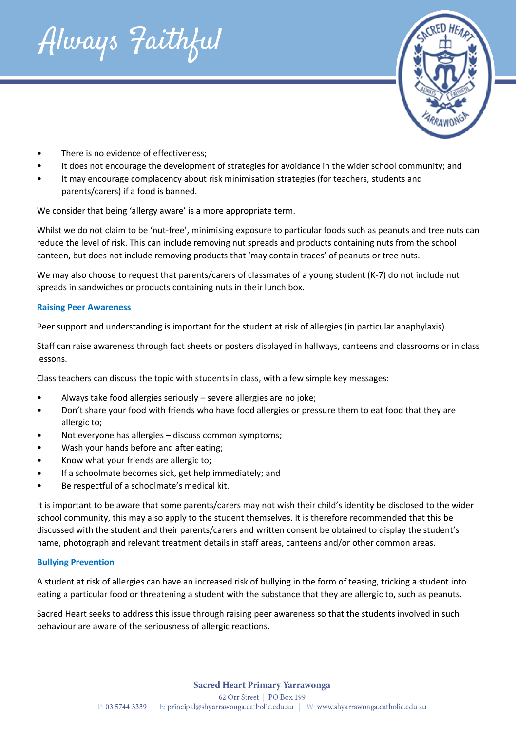- There is no evidence of effectiveness;
- It does not encourage the development of strategies for avoidance in the wider school community; and
- It may encourage complacency about risk minimisation strategies (for teachers, students and parents/carers) if a food is banned.

We consider that being 'allergy aware' is a more appropriate term.

Whilst we do not claim to be 'nut-free', minimising exposure to particular foods such as peanuts and tree nuts can reduce the level of risk. This can include removing nut spreads and products containing nuts from the school canteen, but does not include removing products that 'may contain traces' of peanuts or tree nuts.

We may also choose to request that parents/carers of classmates of a young student (K-7) do not include nut spreads in sandwiches or products containing nuts in their lunch box.

### Raising Peer Awareness

Peer support and understanding is important for the student at risk of allergies (in particular anaphylaxis).

Staff can raise awareness through fact sheets or posters displayed in hallways, canteens and classrooms or in class lessons.

Class teachers can discuss the topic with students in class, with a few simple key messages:

- Always take food allergies seriously – severe allergies are no joke;
- Don't share your food with friends who have food allergies or pressure them to eat food that they are allergic to;
- Not everyone has allergies – discuss common symptoms;
- Wash your hands before and after eating;
- Know what your friends are allergic to;
- If a schoolmate becomes sick, get help immediately; and
- Be respectful of a schoolmate's medical kit.

It is important to be aware that some parents/carers may not wish their child's identity be disclosed to the wider school community, this may also apply to the student themselves. It is therefore recommended that this be discussed with the student and their parents/carers and written consent be obtained to display the student's name, photograph and relevant treatment details in staff areas, canteens and/or other common areas.

### Bullying Prevention

A student at risk of allergies can have an increased risk of bullying in the form of teasing, tricking a student into eating a particular food or threatening a student with the substance that they are allergic to, such as peanuts.

Sacred Heart seeks to address this issue through raising peer awareness so that the students involved in such behaviour are aware of the seriousness of allergic reactions.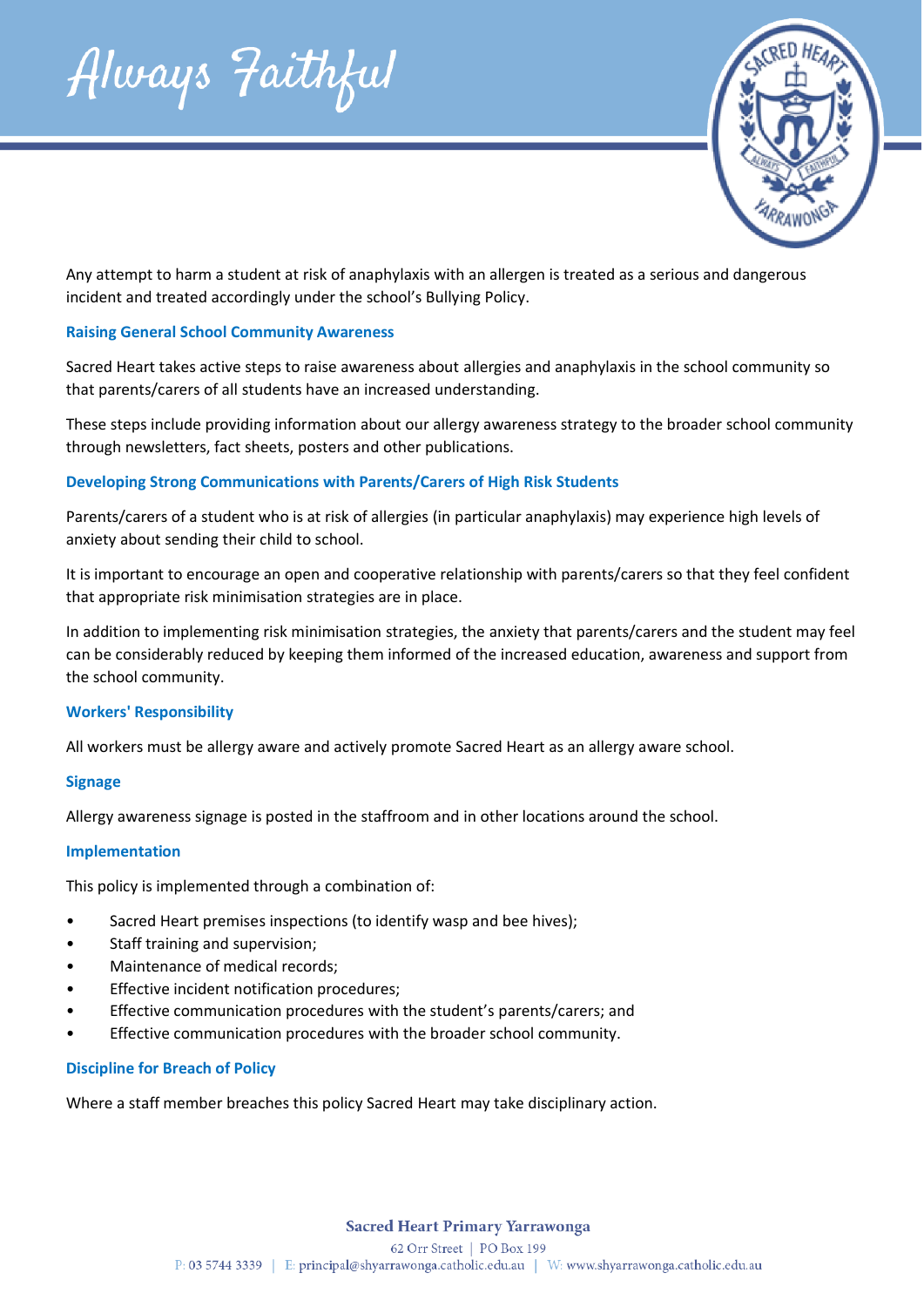Any attempt to harm a student at risk of anaphylaxis with an allergen is treated as a serious and dangerous incident and treated accordingly under the school's Bullying Policy.

### Raising General School Community Awareness

Sacred Heart takes active steps to raise awareness about allergies and anaphylaxis in the school community so that parents/carers of all students have an increased understanding.

These steps include providing information about our allergy awareness strategy to the broader school community through newsletters, fact sheets, posters and other publications.

### Developing Strong Communications with Parents/Carers of High Risk Students

Parents/carers of a student who is at risk of allergies (in particular anaphylaxis) may experience high levels of anxiety about sending their child to school.

It is important to encourage an open and cooperative relationship with parents/carers so that they feel confident that appropriate risk minimisation strategies are in place.

In addition to implementing risk minimisation strategies, the anxiety that parents/carers and the student may feel can be considerably reduced by keeping them informed of the increased education, awareness and support from the school community.

### Workers' Responsibility

All workers must be allergy aware and actively promote Sacred Heart as an allergy aware school.

### Signage

Allergy awareness signage is posted in the staffroom and in other locations around the school.

### Implementation

This policy is implemented through a combination of:

- Sacred Heart premises inspections (to identify wasp and bee hives);
- Staff training and supervision;
- Maintenance of medical records;
- Effective incident notification procedures;
- Effective communication procedures with the student's parents/carers; and
- Effective communication procedures with the broader school community.

### Discipline for Breach of Policy

Where a staff member breaches this policy Sacred Heart may take disciplinary action.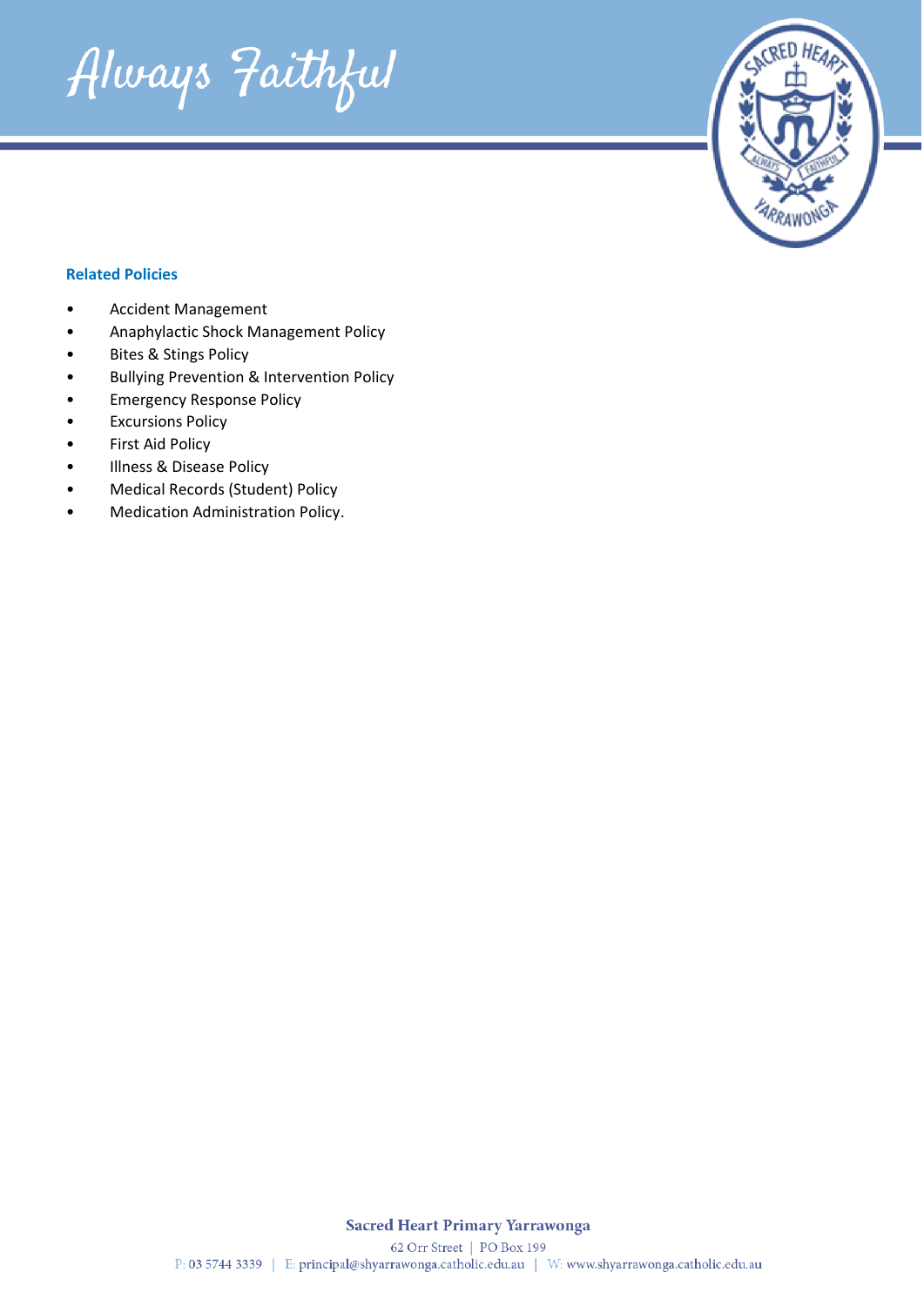### Related Policies

- Accident Management
- Anaphylactic Shock Management Policy
- Bites & Stings Policy
- Bullying Prevention & Intervention Policy
- Emergency Response Policy
- Excursions Policy
- First Aid Policy
- Illness & Disease Policy
- Medical Records (Student) Policy
- Medication Administration Policy.